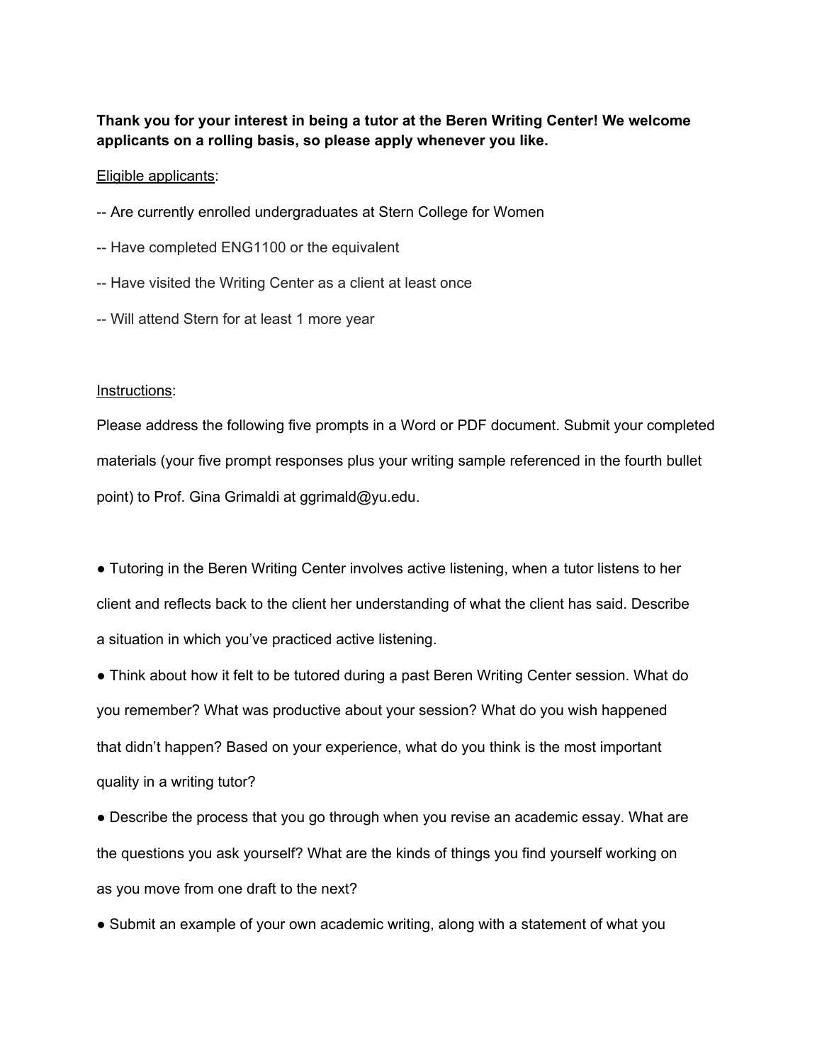**Thank you for your interest in being a tutor at the Beren Writing Center! We welcome applicants on a rolling basis, so please apply whenever you like.**

Eligible applicants:

-- Are currently enrolled undergraduates at Stern College for Women

-- Have completed ENG1100 or the equivalent

-- Have visited the Writing Center as a client at least once

-- Will attend Stern for at least 1 more year

Instructions:

Please address the following five prompts in a Word or PDF document. Submit your completed materials (your five prompt responses plus your writing sample referenced in the fourth bullet point) to Prof. Gina Grimaldi at ggrimald@yu.edu.

- Tutoring in the Beren Writing Center involves active listening, when a tutor listens to her client and reflects back to the client her understanding of what the client has said. Describe a situation in which you've practiced active listening.
- Think about how it felt to be tutored during a past Beren Writing Center session. What do you remember? What was productive about your session? What do you wish happened that didn't happen? Based on your experience, what do you think is the most important quality in a writing tutor?
- Describe the process that you go through when you revise an academic essay. What are the questions you ask yourself? What are the kinds of things you find yourself working on as you move from one draft to the next?
- Submit an example of your own academic writing, along with a statement of what you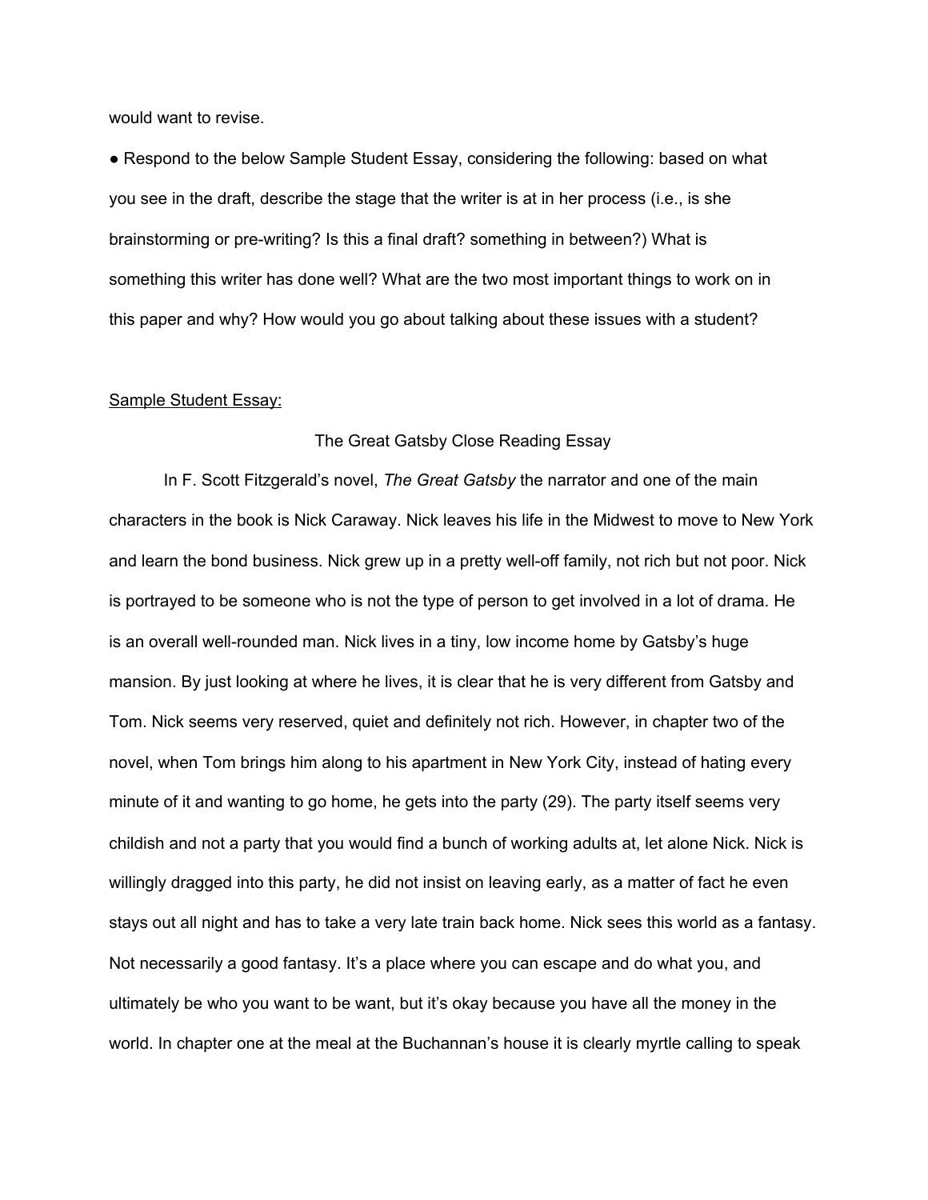would want to revise.

● Respond to the below Sample Student Essay, considering the following: based on what you see in the draft, describe the stage that the writer is at in her process (i.e., is she brainstorming or pre-writing? Is this a final draft? something in between?) What is something this writer has done well? What are the two most important things to work on in this paper and why? How would you go about talking about these issues with a student?

<u>Sample Student Essay:</u>

The Great Gatsby Close Reading Essay

In F. Scott Fitzgerald's novel, *The Great Gatsby* the narrator and one of the main characters in the book is Nick Caraway. Nick leaves his life in the Midwest to move to New York and learn the bond business. Nick grew up in a pretty well-off family, not rich but not poor. Nick is portrayed to be someone who is not the type of person to get involved in a lot of drama. He is an overall well-rounded man. Nick lives in a tiny, low income home by Gatsby's huge mansion. By just looking at where he lives, it is clear that he is very different from Gatsby and Tom. Nick seems very reserved, quiet and definitely not rich. However, in chapter two of the novel, when Tom brings him along to his apartment in New York City, instead of hating every minute of it and wanting to go home, he gets into the party (29). The party itself seems very childish and not a party that you would find a bunch of working adults at, let alone Nick. Nick is willingly dragged into this party, he did not insist on leaving early, as a matter of fact he even stays out all night and has to take a very late train back home. Nick sees this world as a fantasy. Not necessarily a good fantasy. It's a place where you can escape and do what you, and ultimately be who you want to be want, but it's okay because you have all the money in the world. In chapter one at the meal at the Buchannan's house it is clearly myrtle calling to speak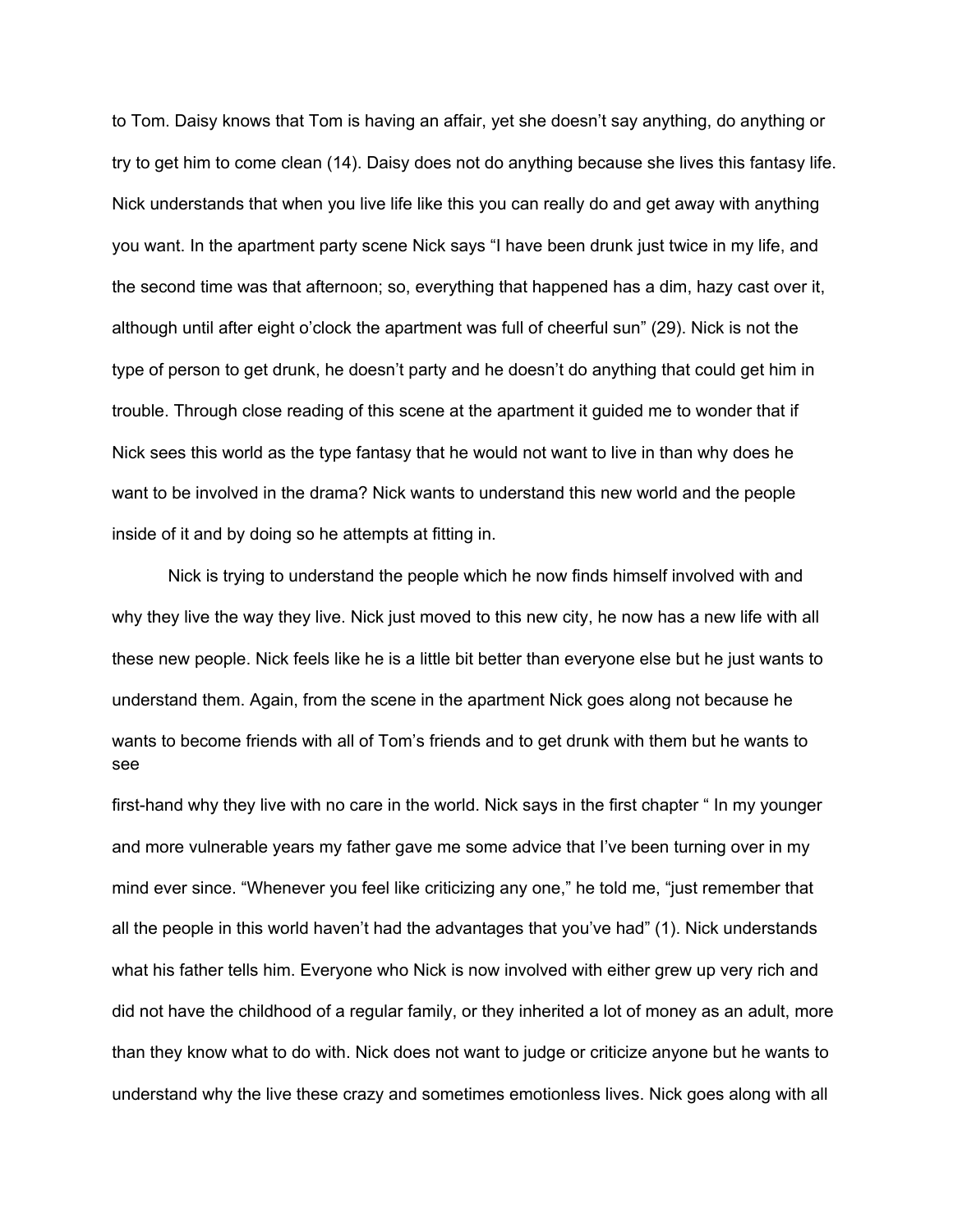to Tom. Daisy knows that Tom is having an affair, yet she doesn't say anything, do anything or try to get him to come clean (14). Daisy does not do anything because she lives this fantasy life. Nick understands that when you live life like this you can really do and get away with anything you want. In the apartment party scene Nick says "I have been drunk just twice in my life, and the second time was that afternoon; so, everything that happened has a dim, hazy cast over it, although until after eight o'clock the apartment was full of cheerful sun" (29). Nick is not the type of person to get drunk, he doesn't party and he doesn't do anything that could get him in trouble. Through close reading of this scene at the apartment it guided me to wonder that if Nick sees this world as the type fantasy that he would not want to live in than why does he want to be involved in the drama? Nick wants to understand this new world and the people inside of it and by doing so he attempts at fitting in.

Nick is trying to understand the people which he now finds himself involved with and why they live the way they live. Nick just moved to this new city, he now has a new life with all these new people. Nick feels like he is a little bit better than everyone else but he just wants to understand them. Again, from the scene in the apartment Nick goes along not because he wants to become friends with all of Tom's friends and to get drunk with them but he wants to see first-hand why they live with no care in the world. Nick says in the first chapter " In my younger and more vulnerable years my father gave me some advice that I've been turning over in my mind ever since. "Whenever you feel like criticizing any one," he told me, "just remember that all the people in this world haven't had the advantages that you've had" (1). Nick understands what his father tells him. Everyone who Nick is now involved with either grew up very rich and did not have the childhood of a regular family, or they inherited a lot of money as an adult, more than they know what to do with. Nick does not want to judge or criticize anyone but he wants to understand why the live these crazy and sometimes emotionless lives. Nick goes along with all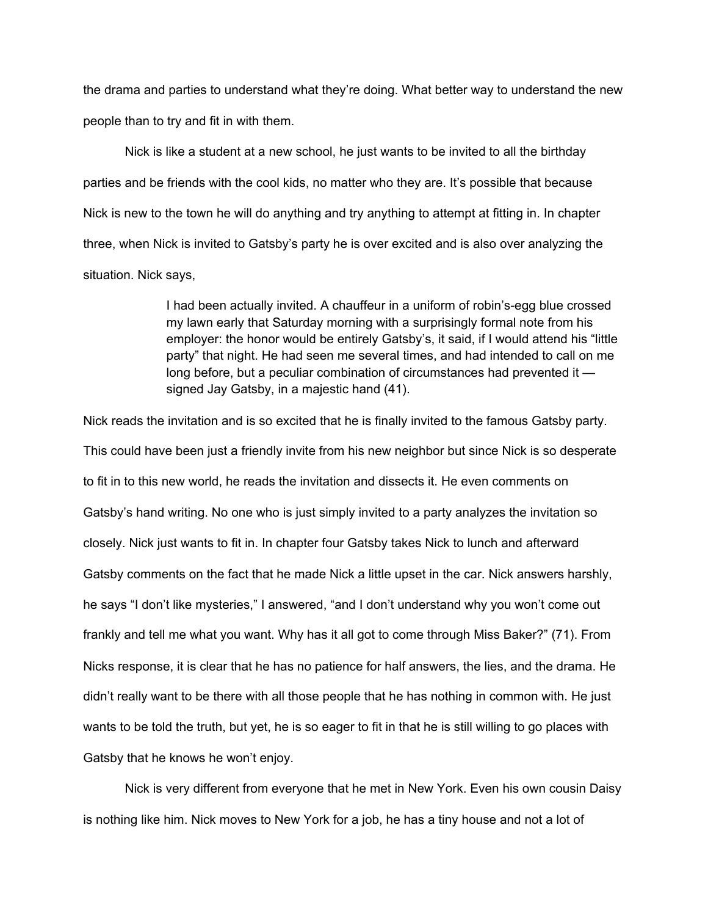the drama and parties to understand what they're doing. What better way to understand the new people than to try and fit in with them.

Nick is like a student at a new school, he just wants to be invited to all the birthday parties and be friends with the cool kids, no matter who they are. It's possible that because Nick is new to the town he will do anything and try anything to attempt at fitting in. In chapter three, when Nick is invited to Gatsby's party he is over excited and is also over analyzing the situation. Nick says,

> I had been actually invited. A chauffeur in a uniform of robin's-egg blue crossed my lawn early that Saturday morning with a surprisingly formal note from his employer: the honor would be entirely Gatsby's, it said, if I would attend his "little party" that night. He had seen me several times, and had intended to call on me long before, but a peculiar combination of circumstances had prevented it — signed Jay Gatsby, in a majestic hand (41).

Nick reads the invitation and is so excited that he is finally invited to the famous Gatsby party. This could have been just a friendly invite from his new neighbor but since Nick is so desperate to fit in to this new world, he reads the invitation and dissects it. He even comments on Gatsby's hand writing. No one who is just simply invited to a party analyzes the invitation so closely. Nick just wants to fit in. In chapter four Gatsby takes Nick to lunch and afterward Gatsby comments on the fact that he made Nick a little upset in the car. Nick answers harshly, he says "I don't like mysteries," I answered, "and I don't understand why you won't come out frankly and tell me what you want. Why has it all got to come through Miss Baker?" (71). From Nicks response, it is clear that he has no patience for half answers, the lies, and the drama. He didn't really want to be there with all those people that he has nothing in common with. He just wants to be told the truth, but yet, he is so eager to fit in that he is still willing to go places with Gatsby that he knows he won't enjoy.

Nick is very different from everyone that he met in New York. Even his own cousin Daisy is nothing like him. Nick moves to New York for a job, he has a tiny house and not a lot of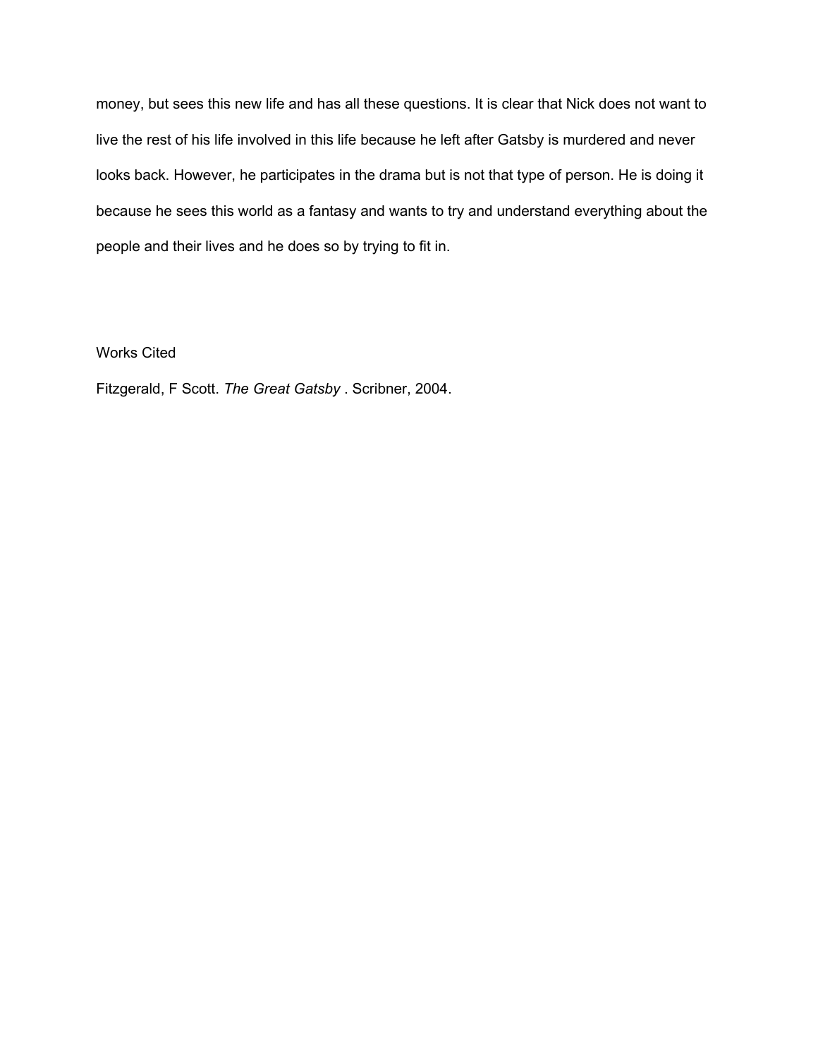money, but sees this new life and has all these questions. It is clear that Nick does not want to live the rest of his life involved in this life because he left after Gatsby is murdered and never looks back. However, he participates in the drama but is not that type of person. He is doing it because he sees this world as a fantasy and wants to try and understand everything about the people and their lives and he does so by trying to fit in.

Works Cited

Fitzgerald, F Scott. *The Great Gatsby* . Scribner, 2004.